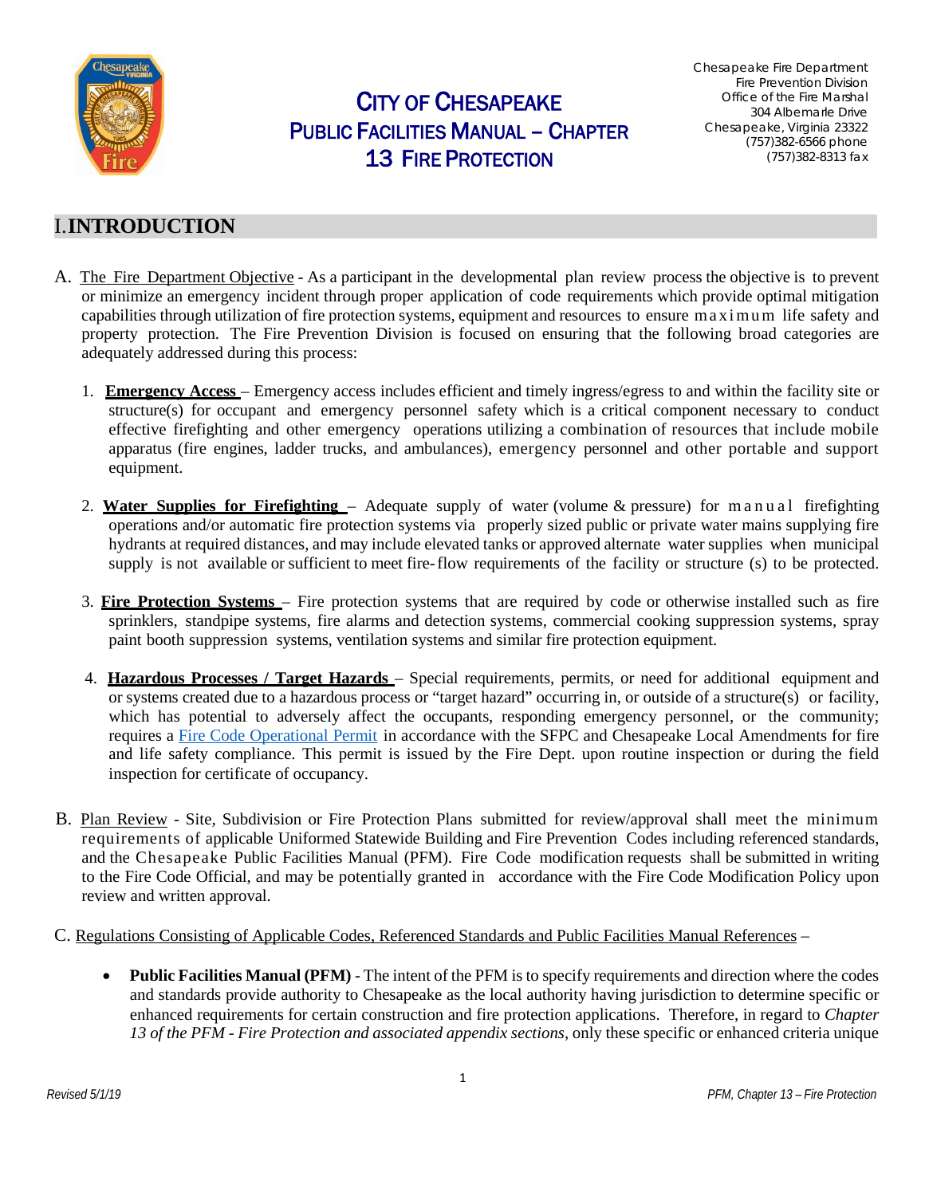# CITY OF CHESAPEAKE PUBLIC FACILITIES MANUAL – CHAPTER 13 FIRE PROTECTION

Chesapeake Fire Department
Fire Prevention Division
Office of the Fire Marshal
304 Albemarle Drive
Chesapeake, Virginia 23322
(757)382-6566 phone
(757)382-8313 fax

## I. INTRODUCTION

A. The Fire Department Objective - As a participant in the developmental plan review process the objective is to prevent or minimize an emergency incident through proper application of code requirements which provide optimal mitigation capabilities through utilization of fire protection systems, equipment and resources to ensure maximum life safety and property protection. The Fire Prevention Division is focused on ensuring that the following broad categories are adequately addressed during this process:

1. **Emergency Access** – Emergency access includes efficient and timely ingress/egress to and within the facility site or structure(s) for occupant and emergency personnel safety which is a critical component necessary to conduct effective firefighting and other emergency operations utilizing a combination of resources that include mobile apparatus (fire engines, ladder trucks, and ambulances), emergency personnel and other portable and support equipment.

2. **Water Supplies for Firefighting** – Adequate supply of water (volume & pressure) for manual firefighting operations and/or automatic fire protection systems via properly sized public or private water mains supplying fire hydrants at required distances, and may include elevated tanks or approved alternate water supplies when municipal supply is not available or sufficient to meet fire-flow requirements of the facility or structure (s) to be protected.

3. **Fire Protection Systems** – Fire protection systems that are required by code or otherwise installed such as fire sprinklers, standpipe systems, fire alarms and detection systems, commercial cooking suppression systems, spray paint booth suppression systems, ventilation systems and similar fire protection equipment.

4. **Hazardous Processes / Target Hazards** – Special requirements, permits, or need for additional equipment and or systems created due to a hazardous process or "target hazard" occurring in, or outside of a structure(s) or facility, which has potential to adversely affect the occupants, responding emergency personnel, or the community; requires a Fire Code Operational Permit in accordance with the SFPC and Chesapeake Local Amendments for fire and life safety compliance. This permit is issued by the Fire Dept. upon routine inspection or during the field inspection for certificate of occupancy.

B. Plan Review - Site, Subdivision or Fire Protection Plans submitted for review/approval shall meet the minimum requirements of applicable Uniformed Statewide Building and Fire Prevention Codes including referenced standards, and the Chesapeake Public Facilities Manual (PFM). Fire Code modification requests shall be submitted in writing to the Fire Code Official, and may be potentially granted in accordance with the Fire Code Modification Policy upon review and written approval.

C. Regulations Consisting of Applicable Codes, Referenced Standards and Public Facilities Manual References –

- **Public Facilities Manual (PFM)** - The intent of the PFM is to specify requirements and direction where the codes and standards provide authority to Chesapeake as the local authority having jurisdiction to determine specific or enhanced requirements for certain construction and fire protection applications. Therefore, in regard to *Chapter 13 of the PFM - Fire Protection and associated appendix sections*, only these specific or enhanced criteria unique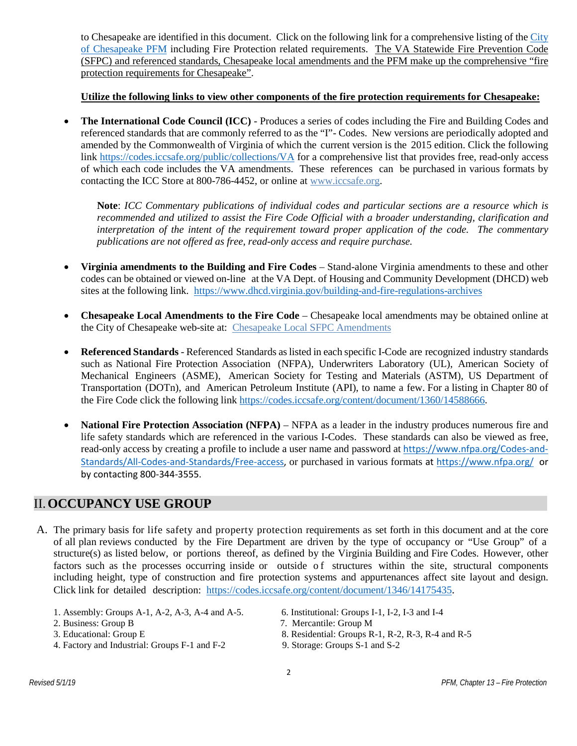to Chesapeake are identified in this document. Click on the following link for a comprehensive listing of the City of Chesapeake PFM including Fire Protection related requirements. The VA Statewide Fire Prevention Code (SFPC) and referenced standards, Chesapeake local amendments and the PFM make up the comprehensive "fire protection requirements for Chesapeake".

**Utilize the following links to view other components of the fire protection requirements for Chesapeake:**

- **The International Code Council (ICC)** - Produces a series of codes including the Fire and Building Codes and referenced standards that are commonly referred to as the "I"- Codes. New versions are periodically adopted and amended by the Commonwealth of Virginia of which the current version is the 2015 edition. Click the following link https://codes.iccsafe.org/public/collections/VA for a comprehensive list that provides free, read-only access of which each code includes the VA amendments. These references can be purchased in various formats by contacting the ICC Store at 800-786-4452, or online at www.iccsafe.org.

  **Note**: *ICC Commentary publications of individual codes and particular sections are a resource which is recommended and utilized to assist the Fire Code Official with a broader understanding, clarification and interpretation of the intent of the requirement toward proper application of the code. The commentary publications are not offered as free, read-only access and require purchase.*

- **Virginia amendments to the Building and Fire Codes** – Stand-alone Virginia amendments to these and other codes can be obtained or viewed on-line at the VA Dept. of Housing and Community Development (DHCD) web sites at the following link. https://www.dhcd.virginia.gov/building-and-fire-regulations-archives

- **Chesapeake Local Amendments to the Fire Code** – Chesapeake local amendments may be obtained online at the City of Chesapeake web-site at: Chesapeake Local SFPC Amendments

- **Referenced Standards** - Referenced Standards as listed in each specific I-Code are recognized industry standards such as National Fire Protection Association (NFPA), Underwriters Laboratory (UL), American Society of Mechanical Engineers (ASME), American Society for Testing and Materials (ASTM), US Department of Transportation (DOTn), and American Petroleum Institute (API), to name a few. For a listing in Chapter 80 of the Fire Code click the following link https://codes.iccsafe.org/content/document/1360/14588666.

- **National Fire Protection Association (NFPA)** – NFPA as a leader in the industry produces numerous fire and life safety standards which are referenced in the various I-Codes. These standards can also be viewed as free, read-only access by creating a profile to include a user name and password at https://www.nfpa.org/Codes-and-Standards/All-Codes-and-Standards/Free-access, or purchased in various formats at https://www.nfpa.org/ or by contacting 800-344-3555.

## II. OCCUPANCY USE GROUP

A. The primary basis for life safety and property protection requirements as set forth in this document and at the core of all plan reviews conducted by the Fire Department are driven by the type of occupancy or "Use Group" of a structure(s) as listed below, or portions thereof, as defined by the Virginia Building and Fire Codes. However, other factors such as the processes occurring inside or outside of structures within the site, structural components including height, type of construction and fire protection systems and appurtenances affect site layout and design. Click link for detailed description: https://codes.iccsafe.org/content/document/1346/14175435.

1. Assembly: Groups A-1, A-2, A-3, A-4 and A-5.
2. Business: Group B
3. Educational: Group E
4. Factory and Industrial: Groups F-1 and F-2
6. Institutional: Groups I-1, I-2, I-3 and I-4
7. Mercantile: Group M
8. Residential: Groups R-1, R-2, R-3, R-4 and R-5
9. Storage: Groups S-1 and S-2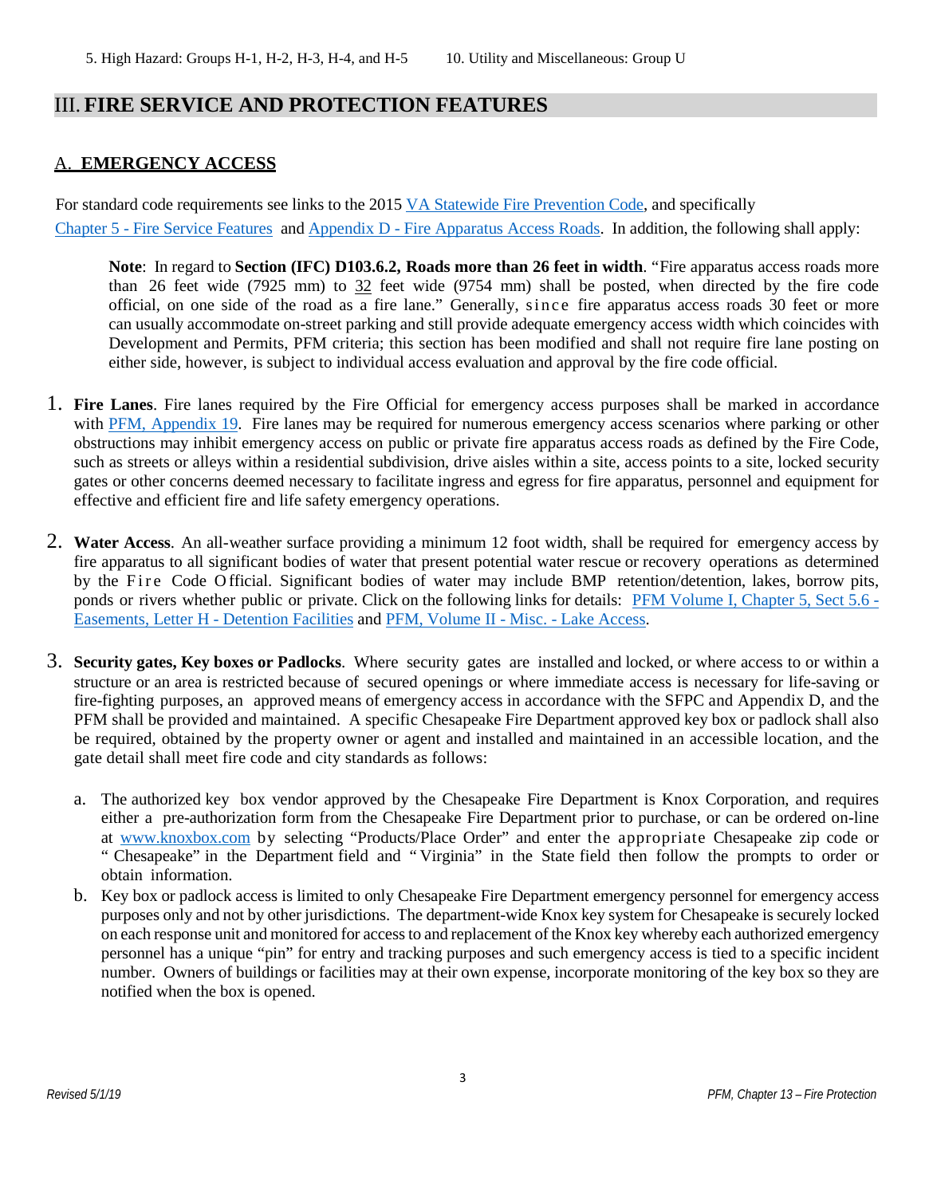5. High Hazard: Groups H-1, H-2, H-3, H-4, and H-5
10. Utility and Miscellaneous: Group U

# III. FIRE SERVICE AND PROTECTION FEATURES

## A. EMERGENCY ACCESS

For standard code requirements see links to the 2015 VA Statewide Fire Prevention Code, and specifically Chapter 5 - Fire Service Features and Appendix D - Fire Apparatus Access Roads. In addition, the following shall apply:

> **Note**: In regard to **Section (IFC) D103.6.2, Roads more than 26 feet in width**. "Fire apparatus access roads more than 26 feet wide (7925 mm) to 32 feet wide (9754 mm) shall be posted, when directed by the fire code official, on one side of the road as a fire lane." Generally, since fire apparatus access roads 30 feet or more can usually accommodate on-street parking and still provide adequate emergency access width which coincides with Development and Permits, PFM criteria; this section has been modified and shall not require fire lane posting on either side, however, is subject to individual access evaluation and approval by the fire code official.

1. **Fire Lanes**. Fire lanes required by the Fire Official for emergency access purposes shall be marked in accordance with PFM, Appendix 19. Fire lanes may be required for numerous emergency access scenarios where parking or other obstructions may inhibit emergency access on public or private fire apparatus access roads as defined by the Fire Code, such as streets or alleys within a residential subdivision, drive aisles within a site, access points to a site, locked security gates or other concerns deemed necessary to facilitate ingress and egress for fire apparatus, personnel and equipment for effective and efficient fire and life safety emergency operations.

2. **Water Access**. An all-weather surface providing a minimum 12 foot width, shall be required for emergency access by fire apparatus to all significant bodies of water that present potential water rescue or recovery operations as determined by the Fire Code Official. Significant bodies of water may include BMP retention/detention, lakes, borrow pits, ponds or rivers whether public or private. Click on the following links for details: PFM Volume I, Chapter 5, Sect 5.6 - Easements, Letter H - Detention Facilities and PFM, Volume II - Misc. - Lake Access.

3. **Security gates, Key boxes or Padlocks**. Where security gates are installed and locked, or where access to or within a structure or an area is restricted because of secured openings or where immediate access is necessary for life-saving or fire-fighting purposes, an approved means of emergency access in accordance with the SFPC and Appendix D, and the PFM shall be provided and maintained. A specific Chesapeake Fire Department approved key box or padlock shall also be required, obtained by the property owner or agent and installed and maintained in an accessible location, and the gate detail shall meet fire code and city standards as follows:

   a. The authorized key box vendor approved by the Chesapeake Fire Department is Knox Corporation, and requires either a pre-authorization form from the Chesapeake Fire Department prior to purchase, or can be ordered on-line at www.knoxbox.com by selecting "Products/Place Order" and enter the appropriate Chesapeake zip code or "Chesapeake" in the Department field and "Virginia" in the State field then follow the prompts to order or obtain information.

   b. Key box or padlock access is limited to only Chesapeake Fire Department emergency personnel for emergency access purposes only and not by other jurisdictions. The department-wide Knox key system for Chesapeake is securely locked on each response unit and monitored for access to and replacement of the Knox key whereby each authorized emergency personnel has a unique "pin" for entry and tracking purposes and such emergency access is tied to a specific incident number. Owners of buildings or facilities may at their own expense, incorporate monitoring of the key box so they are notified when the box is opened.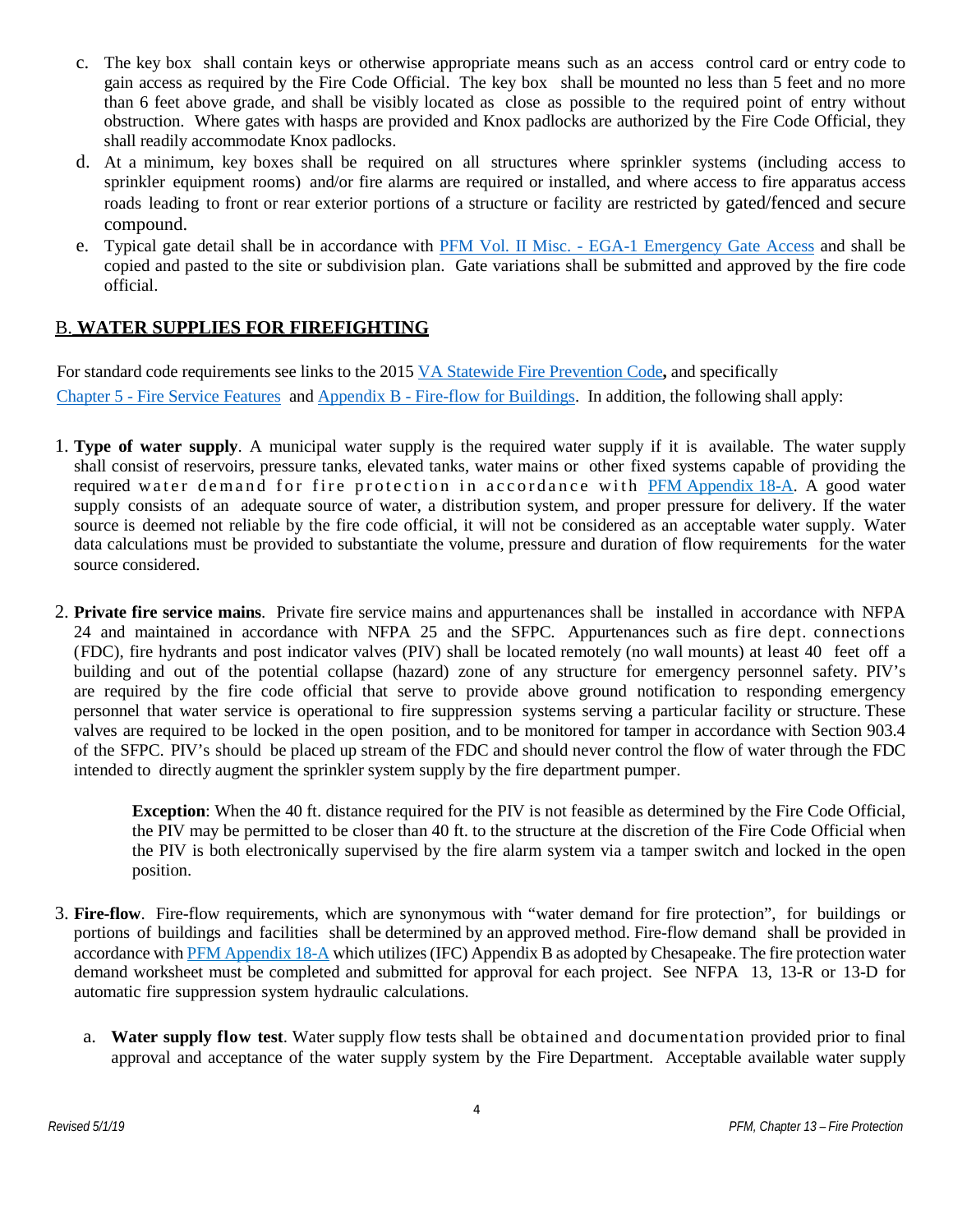c. The key box shall contain keys or otherwise appropriate means such as an access control card or entry code to gain access as required by the Fire Code Official. The key box shall be mounted no less than 5 feet and no more than 6 feet above grade, and shall be visibly located as close as possible to the required point of entry without obstruction. Where gates with hasps are provided and Knox padlocks are authorized by the Fire Code Official, they shall readily accommodate Knox padlocks.

d. At a minimum, key boxes shall be required on all structures where sprinkler systems (including access to sprinkler equipment rooms) and/or fire alarms are required or installed, and where access to fire apparatus access roads leading to front or rear exterior portions of a structure or facility are restricted by gated/fenced and secure compound.

e. Typical gate detail shall be in accordance with PFM Vol. II Misc. - EGA-1 Emergency Gate Access and shall be copied and pasted to the site or subdivision plan. Gate variations shall be submitted and approved by the fire code official.

## B. WATER SUPPLIES FOR FIREFIGHTING

For standard code requirements see links to the 2015 VA Statewide Fire Prevention Code**,** and specifically Chapter 5 - Fire Service Features and Appendix B - Fire-flow for Buildings. In addition, the following shall apply:

1. **Type of water supply**. A municipal water supply is the required water supply if it is available. The water supply shall consist of reservoirs, pressure tanks, elevated tanks, water mains or other fixed systems capable of providing the required water demand for fire protection in accordance with PFM Appendix 18-A. A good water supply consists of an adequate source of water, a distribution system, and proper pressure for delivery. If the water source is deemed not reliable by the fire code official, it will not be considered as an acceptable water supply. Water data calculations must be provided to substantiate the volume, pressure and duration of flow requirements for the water source considered.

2. **Private fire service mains**. Private fire service mains and appurtenances shall be installed in accordance with NFPA 24 and maintained in accordance with NFPA 25 and the SFPC. Appurtenances such as fire dept. connections (FDC), fire hydrants and post indicator valves (PIV) shall be located remotely (no wall mounts) at least 40 feet off a building and out of the potential collapse (hazard) zone of any structure for emergency personnel safety. PIV's are required by the fire code official that serve to provide above ground notification to responding emergency personnel that water service is operational to fire suppression systems serving a particular facility or structure. These valves are required to be locked in the open position, and to be monitored for tamper in accordance with Section 903.4 of the SFPC. PIV's should be placed up stream of the FDC and should never control the flow of water through the FDC intended to directly augment the sprinkler system supply by the fire department pumper.

   **Exception**: When the 40 ft. distance required for the PIV is not feasible as determined by the Fire Code Official, the PIV may be permitted to be closer than 40 ft. to the structure at the discretion of the Fire Code Official when the PIV is both electronically supervised by the fire alarm system via a tamper switch and locked in the open position.

3. **Fire-flow**. Fire-flow requirements, which are synonymous with "water demand for fire protection", for buildings or portions of buildings and facilities shall be determined by an approved method. Fire-flow demand shall be provided in accordance with PFM Appendix 18-A which utilizes (IFC) Appendix B as adopted by Chesapeake. The fire protection water demand worksheet must be completed and submitted for approval for each project. See NFPA 13, 13-R or 13-D for automatic fire suppression system hydraulic calculations.

   a. **Water supply flow test**. Water supply flow tests shall be obtained and documentation provided prior to final approval and acceptance of the water supply system by the Fire Department. Acceptable available water supply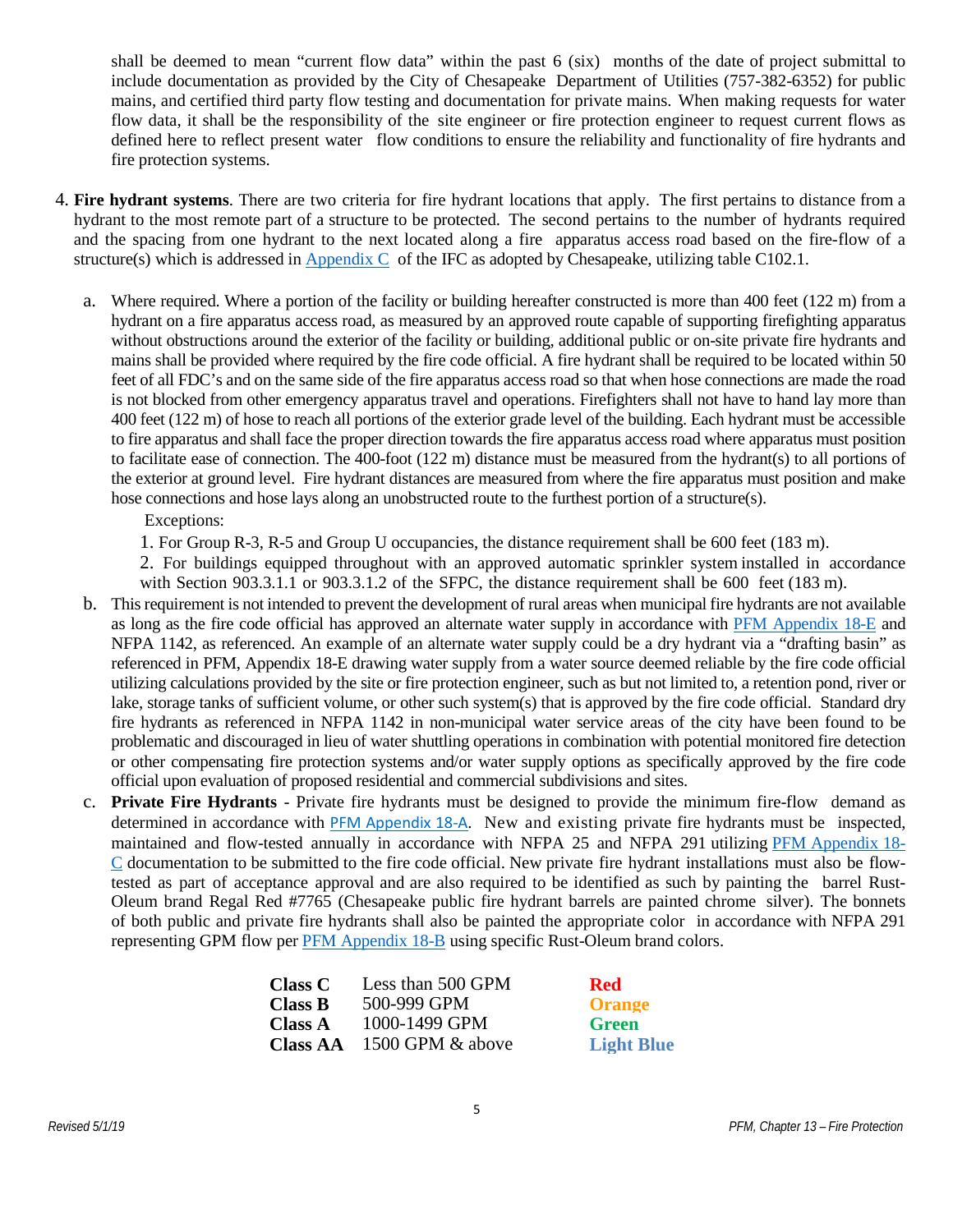shall be deemed to mean "current flow data" within the past 6 (six) months of the date of project submittal to include documentation as provided by the City of Chesapeake Department of Utilities (757-382-6352) for public mains, and certified third party flow testing and documentation for private mains. When making requests for water flow data, it shall be the responsibility of the site engineer or fire protection engineer to request current flows as defined here to reflect present water flow conditions to ensure the reliability and functionality of fire hydrants and fire protection systems.

4. **Fire hydrant systems**. There are two criteria for fire hydrant locations that apply. The first pertains to distance from a hydrant to the most remote part of a structure to be protected. The second pertains to the number of hydrants required and the spacing from one hydrant to the next located along a fire apparatus access road based on the fire-flow of a structure(s) which is addressed in Appendix C of the IFC as adopted by Chesapeake, utilizing table C102.1.

   a. Where required. Where a portion of the facility or building hereafter constructed is more than 400 feet (122 m) from a hydrant on a fire apparatus access road, as measured by an approved route capable of supporting firefighting apparatus without obstructions around the exterior of the facility or building, additional public or on-site private fire hydrants and mains shall be provided where required by the fire code official. A fire hydrant shall be required to be located within 50 feet of all FDC's and on the same side of the fire apparatus access road so that when hose connections are made the road is not blocked from other emergency apparatus travel and operations. Firefighters shall not have to hand lay more than 400 feet (122 m) of hose to reach all portions of the exterior grade level of the building. Each hydrant must be accessible to fire apparatus and shall face the proper direction towards the fire apparatus access road where apparatus must position to facilitate ease of connection. The 400-foot (122 m) distance must be measured from the hydrant(s) to all portions of the exterior at ground level. Fire hydrant distances are measured from where the fire apparatus must position and make hose connections and hose lays along an unobstructed route to the furthest portion of a structure(s).

      Exceptions:

      1. For Group R-3, R-5 and Group U occupancies, the distance requirement shall be 600 feet (183 m).
      2. For buildings equipped throughout with an approved automatic sprinkler system installed in accordance with Section 903.3.1.1 or 903.3.1.2 of the SFPC, the distance requirement shall be 600 feet (183 m).

   b. This requirement is not intended to prevent the development of rural areas when municipal fire hydrants are not available as long as the fire code official has approved an alternate water supply in accordance with PFM Appendix 18-E and NFPA 1142, as referenced. An example of an alternate water supply could be a dry hydrant via a "drafting basin" as referenced in PFM, Appendix 18-E drawing water supply from a water source deemed reliable by the fire code official utilizing calculations provided by the site or fire protection engineer, such as but not limited to, a retention pond, river or lake, storage tanks of sufficient volume, or other such system(s) that is approved by the fire code official. Standard dry fire hydrants as referenced in NFPA 1142 in non-municipal water service areas of the city have been found to be problematic and discouraged in lieu of water shuttling operations in combination with potential monitored fire detection or other compensating fire protection systems and/or water supply options as specifically approved by the fire code official upon evaluation of proposed residential and commercial subdivisions and sites.

   c. **Private Fire Hydrants** - Private fire hydrants must be designed to provide the minimum fire-flow demand as determined in accordance with PFM Appendix 18-A. New and existing private fire hydrants must be inspected, maintained and flow-tested annually in accordance with NFPA 25 and NFPA 291 utilizing PFM Appendix 18-C documentation to be submitted to the fire code official. New private fire hydrant installations must also be flow-tested as part of acceptance approval and are also required to be identified as such by painting the barrel Rust-Oleum brand Regal Red #7765 (Chesapeake public fire hydrant barrels are painted chrome silver). The bonnets of both public and private fire hydrants shall also be painted the appropriate color in accordance with NFPA 291 representing GPM flow per PFM Appendix 18-B using specific Rust-Oleum brand colors.

| | | |
|---|---|---|
| **Class C** | Less than 500 GPM | **Red** |
| **Class B** | 500-999 GPM | **Orange** |
| **Class A** | 1000-1499 GPM | **Green** |
| **Class AA** | 1500 GPM & above | **Light Blue** |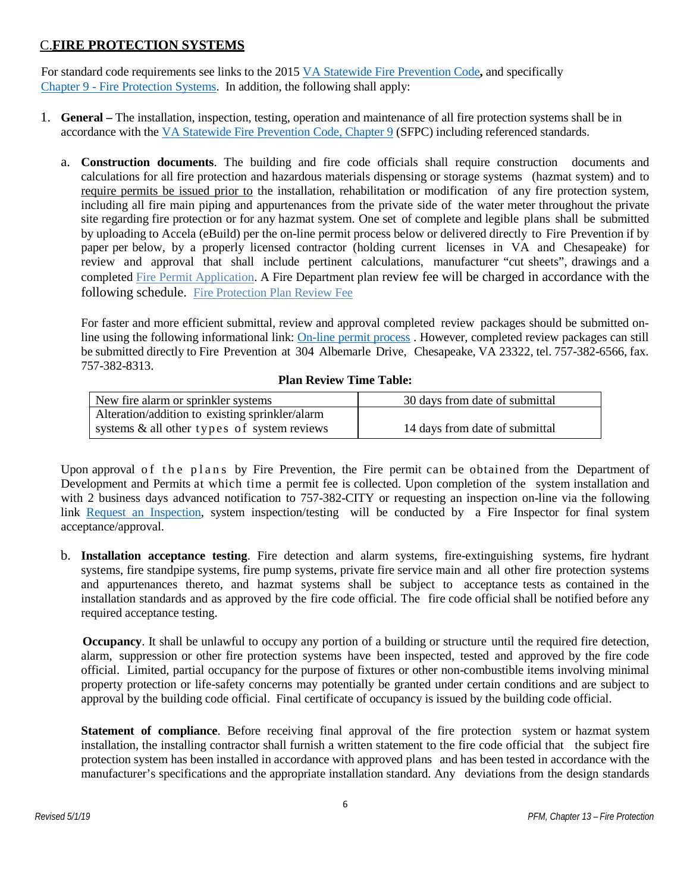## C. **FIRE PROTECTION SYSTEMS**

For standard code requirements see links to the 2015 VA Statewide Fire Prevention Code**,** and specifically Chapter 9 - Fire Protection Systems. In addition, the following shall apply:

1. **General –** The installation, inspection, testing, operation and maintenance of all fire protection systems shall be in accordance with the VA Statewide Fire Prevention Code, Chapter 9 (SFPC) including referenced standards.

   a. **Construction documents**. The building and fire code officials shall require construction documents and calculations for all fire protection and hazardous materials dispensing or storage systems (hazmat system) and to require permits be issued prior to the installation, rehabilitation or modification of any fire protection system, including all fire main piping and appurtenances from the private side of the water meter throughout the private site regarding fire protection or for any hazmat system. One set of complete and legible plans shall be submitted by uploading to Accela (eBuild) per the on-line permit process below or delivered directly to Fire Prevention if by paper per below, by a properly licensed contractor (holding current licenses in VA and Chesapeake) for review and approval that shall include pertinent calculations, manufacturer "cut sheets", drawings and a completed Fire Permit Application. A Fire Department plan review fee will be charged in accordance with the following schedule. Fire Protection Plan Review Fee

      For faster and more efficient submittal, review and approval completed review packages should be submitted on-line using the following informational link: On-line permit process . However, completed review packages can still be submitted directly to Fire Prevention at 304 Albemarle Drive, Chesapeake, VA 23322, tel. 757-382-6566, fax. 757-382-8313.

      **Plan Review Time Table:**

      | | |
      |---|---|
      | New fire alarm or sprinkler systems | 30 days from date of submittal |
      | Alteration/addition to existing sprinkler/alarm systems & all other types of system reviews | 14 days from date of submittal |

   Upon approval of the plans by Fire Prevention, the Fire permit can be obtained from the Department of Development and Permits at which time a permit fee is collected. Upon completion of the system installation and with 2 business days advanced notification to 757-382-CITY or requesting an inspection on-line via the following link Request an Inspection, system inspection/testing will be conducted by a Fire Inspector for final system acceptance/approval.

   b. **Installation acceptance testing**. Fire detection and alarm systems, fire-extinguishing systems, fire hydrant systems, fire standpipe systems, fire pump systems, private fire service main and all other fire protection systems and appurtenances thereto, and hazmat systems shall be subject to acceptance tests as contained in the installation standards and as approved by the fire code official. The fire code official shall be notified before any required acceptance testing.

      **Occupancy**. It shall be unlawful to occupy any portion of a building or structure until the required fire detection, alarm, suppression or other fire protection systems have been inspected, tested and approved by the fire code official. Limited, partial occupancy for the purpose of fixtures or other non-combustible items involving minimal property protection or life-safety concerns may potentially be granted under certain conditions and are subject to approval by the building code official. Final certificate of occupancy is issued by the building code official.

      **Statement of compliance**. Before receiving final approval of the fire protection system or hazmat system installation, the installing contractor shall furnish a written statement to the fire code official that the subject fire protection system has been installed in accordance with approved plans and has been tested in accordance with the manufacturer's specifications and the appropriate installation standard. Any deviations from the design standards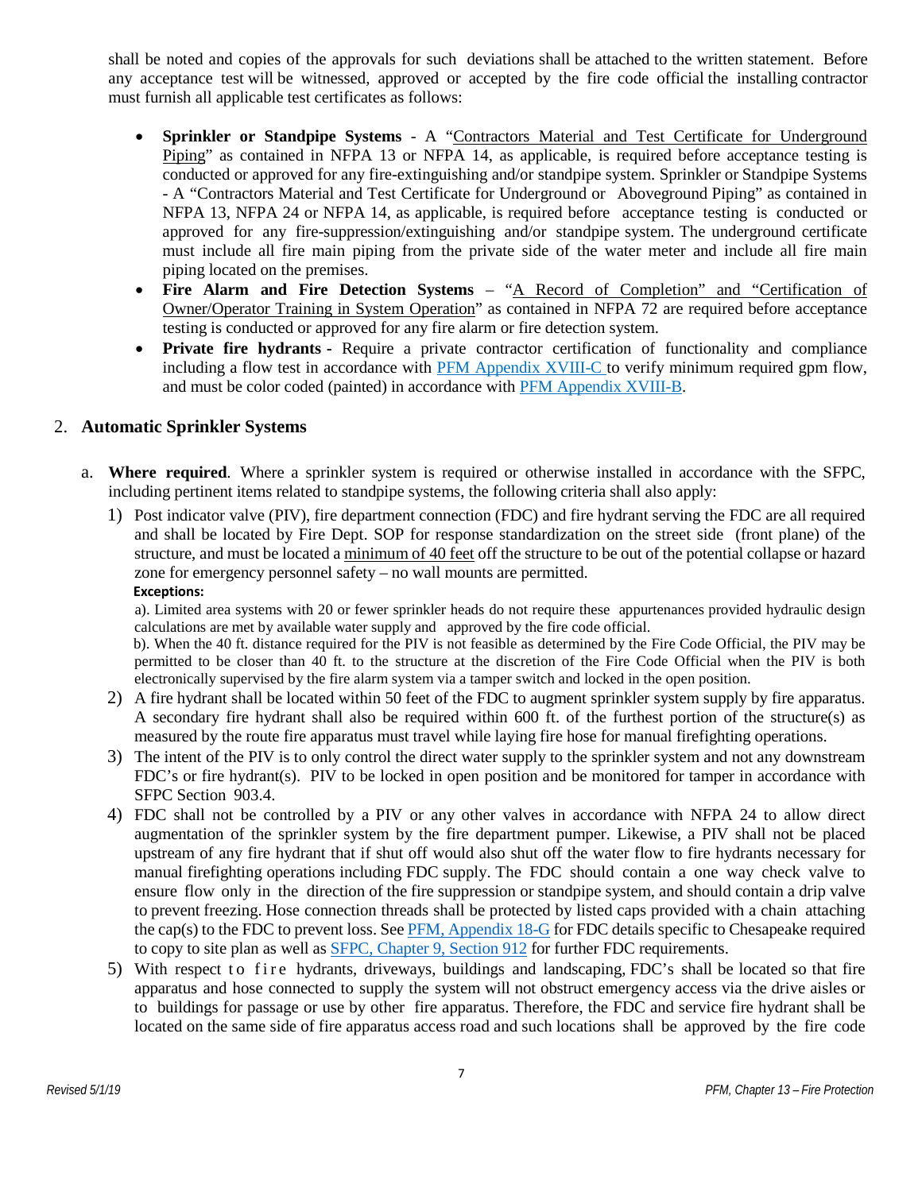shall be noted and copies of the approvals for such deviations shall be attached to the written statement. Before any acceptance test will be witnessed, approved or accepted by the fire code official the installing contractor must furnish all applicable test certificates as follows:

- **Sprinkler or Standpipe Systems** - A "Contractors Material and Test Certificate for Underground Piping" as contained in NFPA 13 or NFPA 14, as applicable, is required before acceptance testing is conducted or approved for any fire-extinguishing and/or standpipe system. Sprinkler or Standpipe Systems - A "Contractors Material and Test Certificate for Underground or Aboveground Piping" as contained in NFPA 13, NFPA 24 or NFPA 14, as applicable, is required before acceptance testing is conducted or approved for any fire-suppression/extinguishing and/or standpipe system. The underground certificate must include all fire main piping from the private side of the water meter and include all fire main piping located on the premises.
- **Fire Alarm and Fire Detection Systems** – "A Record of Completion" and "Certification of Owner/Operator Training in System Operation" as contained in NFPA 72 are required before acceptance testing is conducted or approved for any fire alarm or fire detection system.
- **Private fire hydrants** - Require a private contractor certification of functionality and compliance including a flow test in accordance with PFM Appendix XVIII-C to verify minimum required gpm flow, and must be color coded (painted) in accordance with PFM Appendix XVIII-B.

## 2. Automatic Sprinkler Systems

a. **Where required**. Where a sprinkler system is required or otherwise installed in accordance with the SFPC, including pertinent items related to standpipe systems, the following criteria shall also apply:

1) Post indicator valve (PIV), fire department connection (FDC) and fire hydrant serving the FDC are all required and shall be located by Fire Dept. SOP for response standardization on the street side (front plane) of the structure, and must be located a minimum of 40 feet off the structure to be out of the potential collapse or hazard zone for emergency personnel safety – no wall mounts are permitted.

   **Exceptions:**

   a). Limited area systems with 20 or fewer sprinkler heads do not require these appurtenances provided hydraulic design calculations are met by available water supply and approved by the fire code official.

   b). When the 40 ft. distance required for the PIV is not feasible as determined by the Fire Code Official, the PIV may be permitted to be closer than 40 ft. to the structure at the discretion of the Fire Code Official when the PIV is both electronically supervised by the fire alarm system via a tamper switch and locked in the open position.

2) A fire hydrant shall be located within 50 feet of the FDC to augment sprinkler system supply by fire apparatus. A secondary fire hydrant shall also be required within 600 ft. of the furthest portion of the structure(s) as measured by the route fire apparatus must travel while laying fire hose for manual firefighting operations.

3) The intent of the PIV is to only control the direct water supply to the sprinkler system and not any downstream FDC's or fire hydrant(s). PIV to be locked in open position and be monitored for tamper in accordance with SFPC Section 903.4.

4) FDC shall not be controlled by a PIV or any other valves in accordance with NFPA 24 to allow direct augmentation of the sprinkler system by the fire department pumper. Likewise, a PIV shall not be placed upstream of any fire hydrant that if shut off would also shut off the water flow to fire hydrants necessary for manual firefighting operations including FDC supply. The FDC should contain a one way check valve to ensure flow only in the direction of the fire suppression or standpipe system, and should contain a drip valve to prevent freezing. Hose connection threads shall be protected by listed caps provided with a chain attaching the cap(s) to the FDC to prevent loss. See PFM, Appendix 18-G for FDC details specific to Chesapeake required to copy to site plan as well as SFPC, Chapter 9, Section 912 for further FDC requirements.

5) With respect to fire hydrants, driveways, buildings and landscaping, FDC's shall be located so that fire apparatus and hose connected to supply the system will not obstruct emergency access via the drive aisles or to buildings for passage or use by other fire apparatus. Therefore, the FDC and service fire hydrant shall be located on the same side of fire apparatus access road and such locations shall be approved by the fire code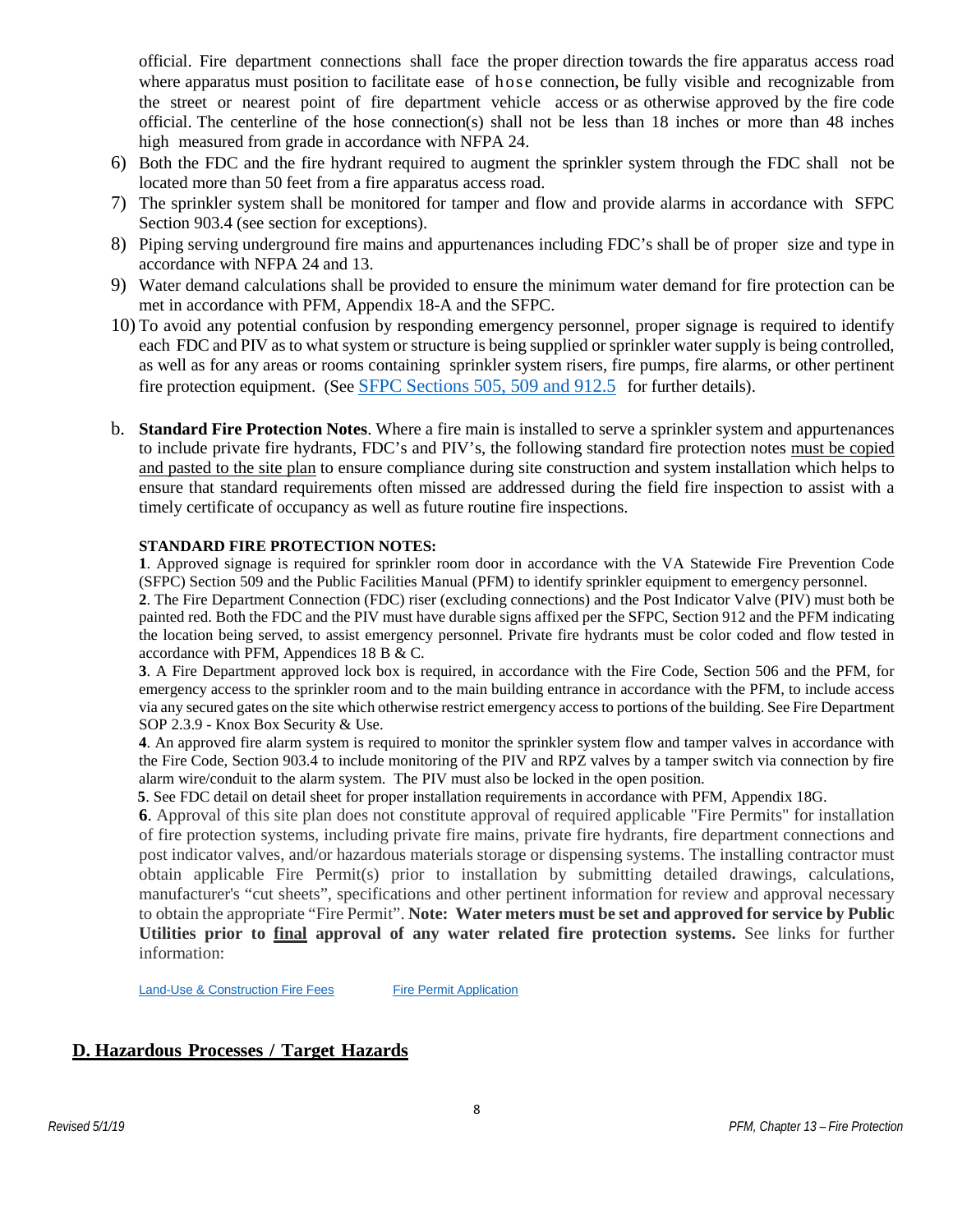official. Fire department connections shall face the proper direction towards the fire apparatus access road where apparatus must position to facilitate ease of hose connection, be fully visible and recognizable from the street or nearest point of fire department vehicle access or as otherwise approved by the fire code official. The centerline of the hose connection(s) shall not be less than 18 inches or more than 48 inches high measured from grade in accordance with NFPA 24.

6) Both the FDC and the fire hydrant required to augment the sprinkler system through the FDC shall not be located more than 50 feet from a fire apparatus access road.
7) The sprinkler system shall be monitored for tamper and flow and provide alarms in accordance with SFPC Section 903.4 (see section for exceptions).
8) Piping serving underground fire mains and appurtenances including FDC's shall be of proper size and type in accordance with NFPA 24 and 13.
9) Water demand calculations shall be provided to ensure the minimum water demand for fire protection can be met in accordance with PFM, Appendix 18-A and the SFPC.
10) To avoid any potential confusion by responding emergency personnel, proper signage is required to identify each FDC and PIV as to what system or structure is being supplied or sprinkler water supply is being controlled, as well as for any areas or rooms containing sprinkler system risers, fire pumps, fire alarms, or other pertinent fire protection equipment. (See SFPC Sections 505, 509 and 912.5 for further details).

b. **Standard Fire Protection Notes**. Where a fire main is installed to serve a sprinkler system and appurtenances to include private fire hydrants, FDC's and PIV's, the following standard fire protection notes must be copied and pasted to the site plan to ensure compliance during site construction and system installation which helps to ensure that standard requirements often missed are addressed during the field fire inspection to assist with a timely certificate of occupancy as well as future routine fire inspections.

**STANDARD FIRE PROTECTION NOTES:**

**1**. Approved signage is required for sprinkler room door in accordance with the VA Statewide Fire Prevention Code (SFPC) Section 509 and the Public Facilities Manual (PFM) to identify sprinkler equipment to emergency personnel.

**2**. The Fire Department Connection (FDC) riser (excluding connections) and the Post Indicator Valve (PIV) must both be painted red. Both the FDC and the PIV must have durable signs affixed per the SFPC, Section 912 and the PFM indicating the location being served, to assist emergency personnel. Private fire hydrants must be color coded and flow tested in accordance with PFM, Appendices 18 B & C.

**3**. A Fire Department approved lock box is required, in accordance with the Fire Code, Section 506 and the PFM, for emergency access to the sprinkler room and to the main building entrance in accordance with the PFM, to include access via any secured gates on the site which otherwise restrict emergency access to portions of the building. See Fire Department SOP 2.3.9 - Knox Box Security & Use.

**4**. An approved fire alarm system is required to monitor the sprinkler system flow and tamper valves in accordance with the Fire Code, Section 903.4 to include monitoring of the PIV and RPZ valves by a tamper switch via connection by fire alarm wire/conduit to the alarm system. The PIV must also be locked in the open position.

**5**. See FDC detail on detail sheet for proper installation requirements in accordance with PFM, Appendix 18G.

**6**. Approval of this site plan does not constitute approval of required applicable "Fire Permits" for installation of fire protection systems, including private fire mains, private fire hydrants, fire department connections and post indicator valves, and/or hazardous materials storage or dispensing systems. The installing contractor must obtain applicable Fire Permit(s) prior to installation by submitting detailed drawings, calculations, manufacturer's "cut sheets", specifications and other pertinent information for review and approval necessary to obtain the appropriate "Fire Permit". **Note: Water meters must be set and approved for service by Public Utilities prior to final approval of any water related fire protection systems.** See links for further information:

Land-Use & Construction Fire Fees    Fire Permit Application

## D. Hazardous Processes / Target Hazards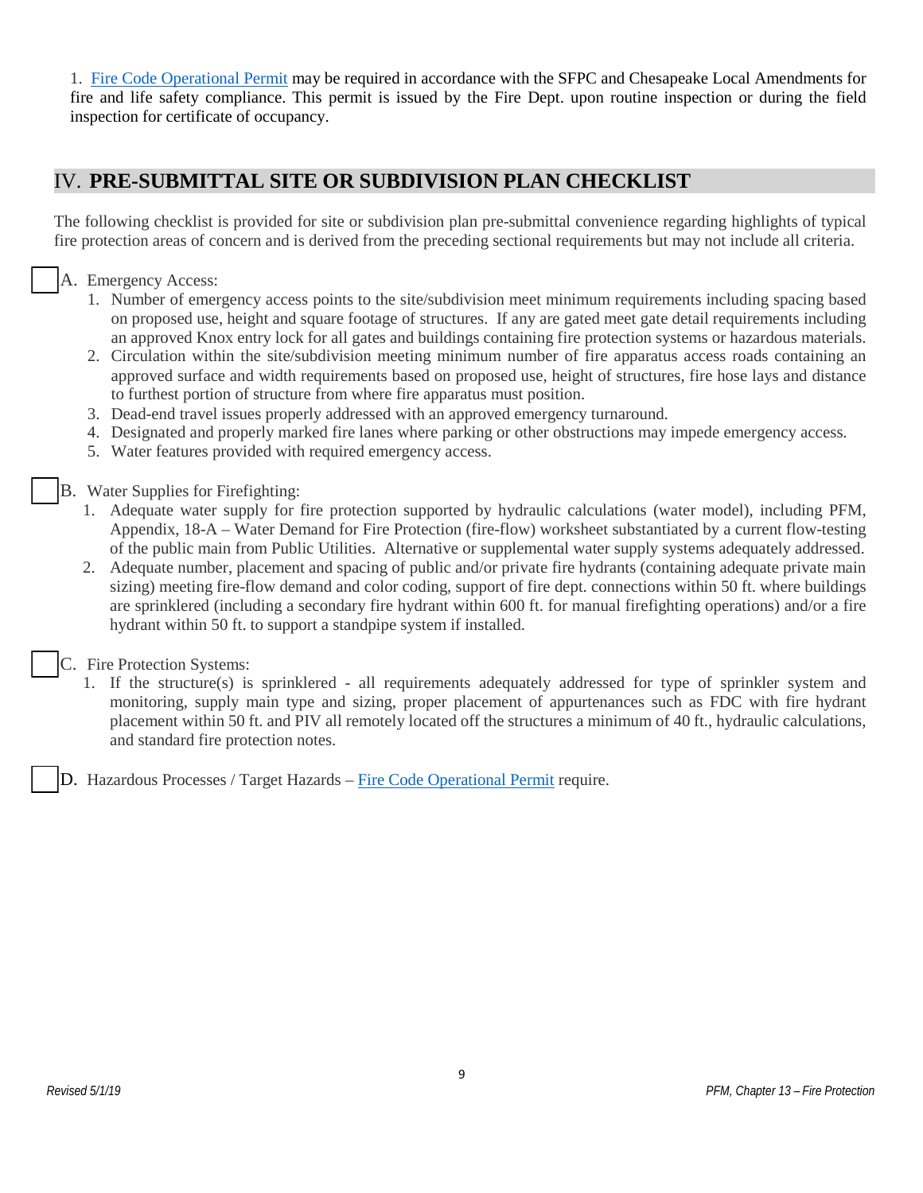1. Fire Code Operational Permit may be required in accordance with the SFPC and Chesapeake Local Amendments for fire and life safety compliance. This permit is issued by the Fire Dept. upon routine inspection or during the field inspection for certificate of occupancy.

## IV. PRE-SUBMITTAL SITE OR SUBDIVISION PLAN CHECKLIST

The following checklist is provided for site or subdivision plan pre-submittal convenience regarding highlights of typical fire protection areas of concern and is derived from the preceding sectional requirements but may not include all criteria.

☐ A. Emergency Access:

1. Number of emergency access points to the site/subdivision meet minimum requirements including spacing based on proposed use, height and square footage of structures. If any are gated meet gate detail requirements including an approved Knox entry lock for all gates and buildings containing fire protection systems or hazardous materials.
2. Circulation within the site/subdivision meeting minimum number of fire apparatus access roads containing an approved surface and width requirements based on proposed use, height of structures, fire hose lays and distance to furthest portion of structure from where fire apparatus must position.
3. Dead-end travel issues properly addressed with an approved emergency turnaround.
4. Designated and properly marked fire lanes where parking or other obstructions may impede emergency access.
5. Water features provided with required emergency access.

☐ B. Water Supplies for Firefighting:

1. Adequate water supply for fire protection supported by hydraulic calculations (water model), including PFM, Appendix, 18-A – Water Demand for Fire Protection (fire-flow) worksheet substantiated by a current flow-testing of the public main from Public Utilities. Alternative or supplemental water supply systems adequately addressed.
2. Adequate number, placement and spacing of public and/or private fire hydrants (containing adequate private main sizing) meeting fire-flow demand and color coding, support of fire dept. connections within 50 ft. where buildings are sprinklered (including a secondary fire hydrant within 600 ft. for manual firefighting operations) and/or a fire hydrant within 50 ft. to support a standpipe system if installed.

☐ C. Fire Protection Systems:

1. If the structure(s) is sprinklered - all requirements adequately addressed for type of sprinkler system and monitoring, supply main type and sizing, proper placement of appurtenances such as FDC with fire hydrant placement within 50 ft. and PIV all remotely located off the structures a minimum of 40 ft., hydraulic calculations, and standard fire protection notes.

☐ D. Hazardous Processes / Target Hazards – Fire Code Operational Permit require.